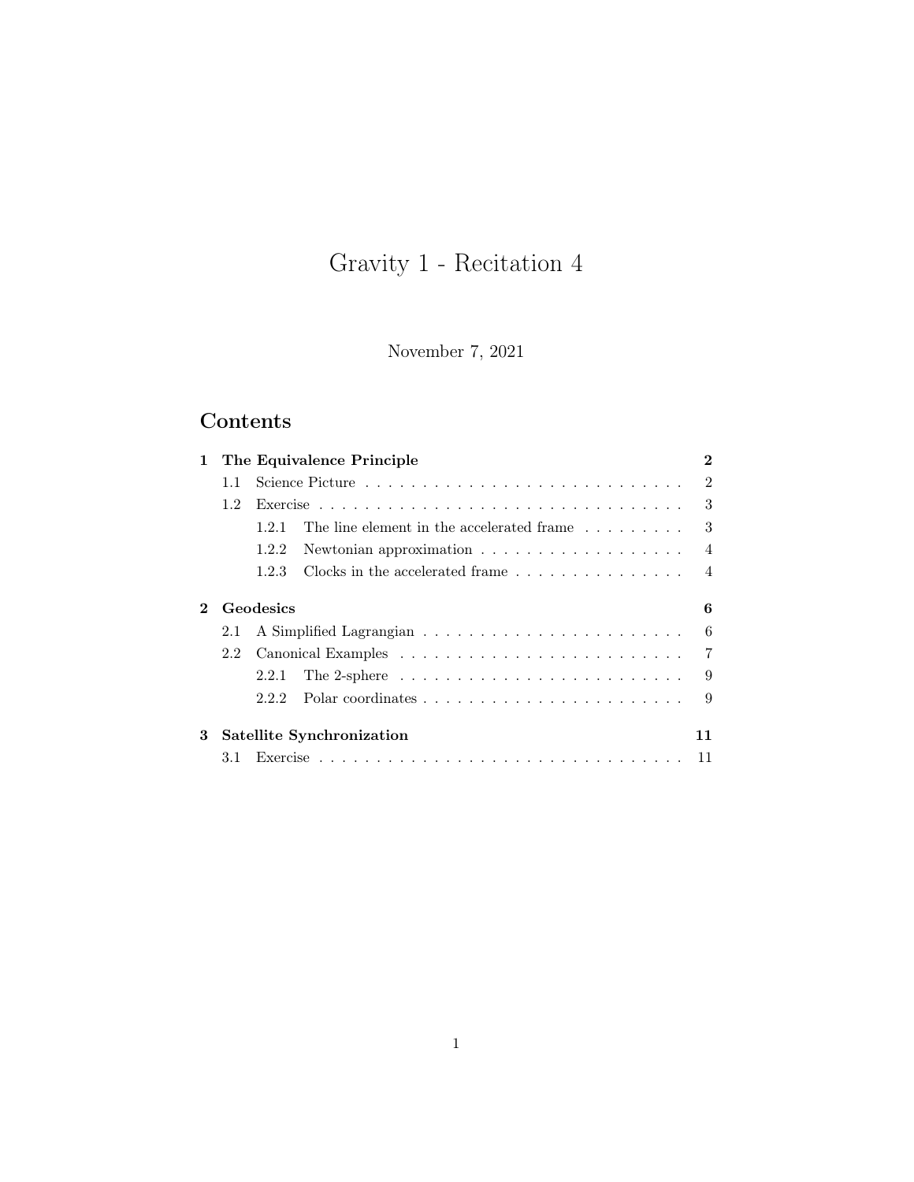# Gravity 1 - Recitation 4

November 7, 2021

## Contents

**1 The Equivalence Principle** — **2**
- 1.1 Science Picture — 2
- 1.2 Exercise — 3
  - 1.2.1 The line element in the accelerated frame — 3
  - 1.2.2 Newtonian approximation — 4
  - 1.2.3 Clocks in the accelerated frame — 4

**2 Geodesics** — **6**
- 2.1 A Simplified Lagrangian — 6
- 2.2 Canonical Examples — 7
  - 2.2.1 The 2-sphere — 9
  - 2.2.2 Polar coordinates — 9

**3 Satellite Synchronization** — **11**
- 3.1 Exercise — 11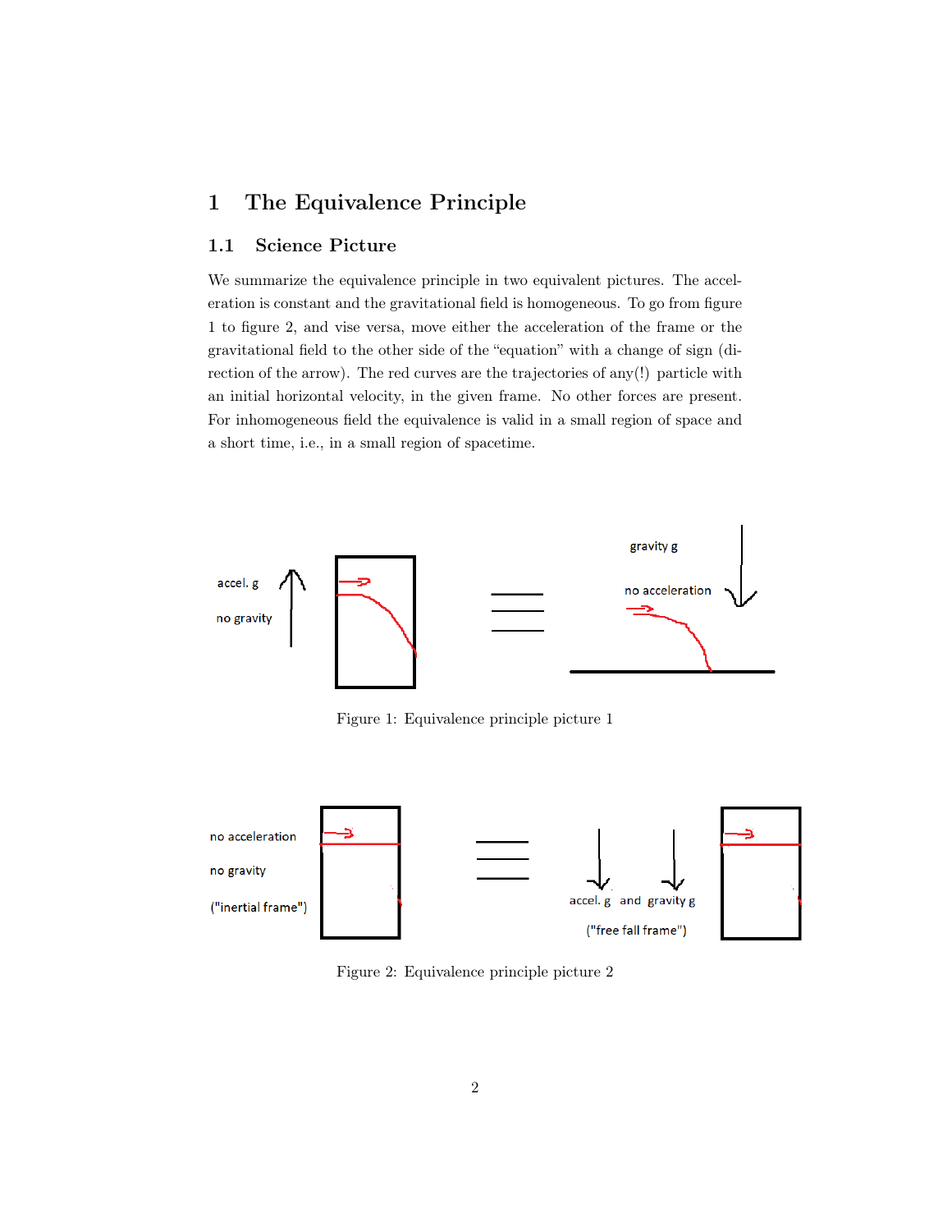# 1 The Equivalence Principle

## 1.1 Science Picture

We summarize the equivalence principle in two equivalent pictures. The acceleration is constant and the gravitational field is homogeneous. To go from figure 1 to figure 2, and vise versa, move either the acceleration of the frame or the gravitational field to the other side of the "equation" with a change of sign (direction of the arrow). The red curves are the trajectories of any(!) particle with an initial horizontal velocity, in the given frame. No other forces are present. For inhomogeneous field the equivalence is valid in a small region of space and a short time, i.e., in a small region of spacetime.

Figure 1: Equivalence principle picture 1

Figure 2: Equivalence principle picture 2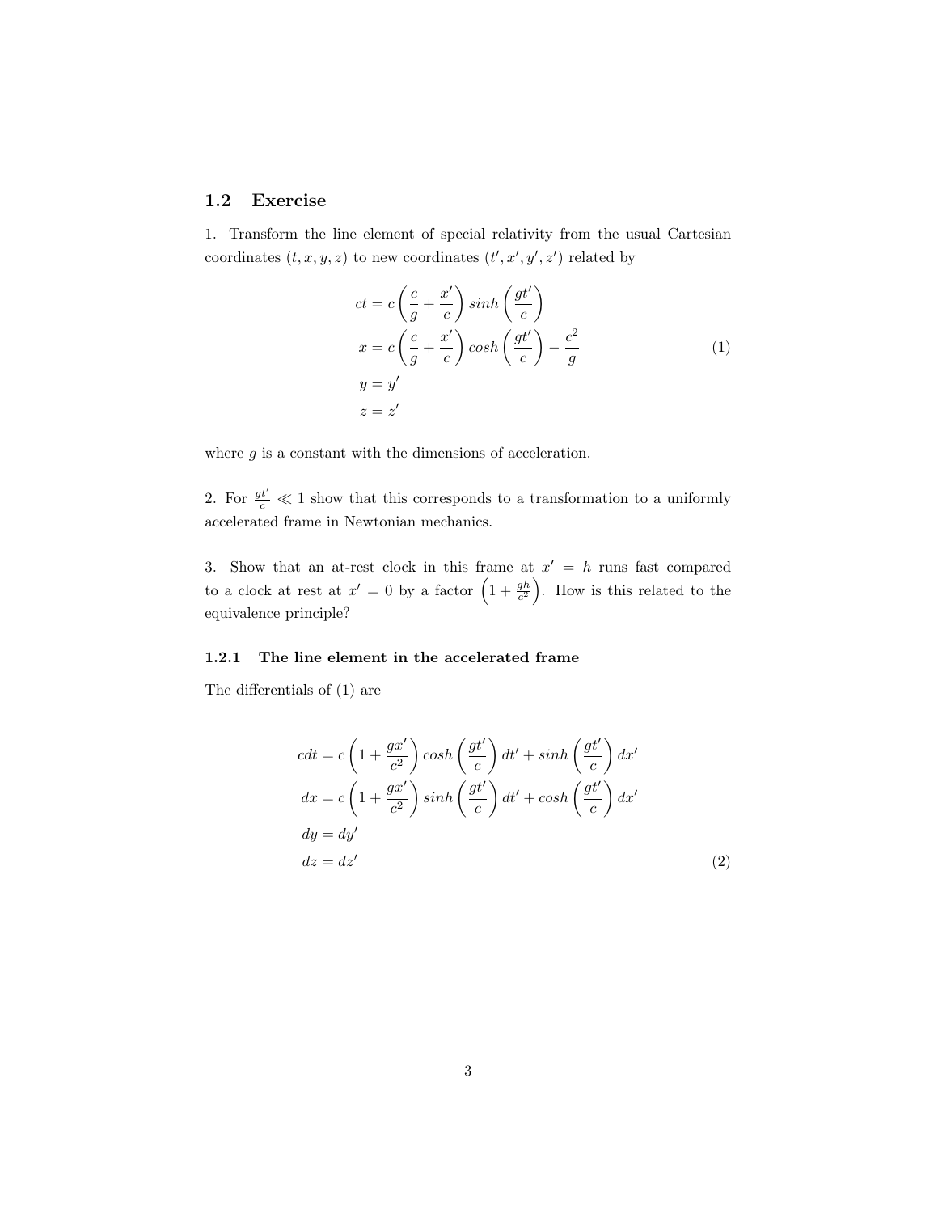## 1.2 Exercise

1. Transform the line element of special relativity from the usual Cartesian coordinates $(t, x, y, z)$ to new coordinates $(t', x', y', z')$ related by

$$
\begin{aligned}
ct &= c\left(\frac{c}{g} + \frac{x'}{c}\right) sinh\left(\frac{gt'}{c}\right) \\
x &= c\left(\frac{c}{g} + \frac{x'}{c}\right) cosh\left(\frac{gt'}{c}\right) - \frac{c^2}{g} \\
y &= y' \\
z &= z'
\end{aligned}
\tag{1}
$$

where $g$ is a constant with the dimensions of acceleration.

2. For $\frac{gt'}{c} \ll 1$ show that this corresponds to a transformation to a uniformly accelerated frame in Newtonian mechanics.

3. Show that an at-rest clock in this frame at $x' = h$ runs fast compared to a clock at rest at $x' = 0$ by a factor $\left(1 + \frac{gh}{c^2}\right)$. How is this related to the equivalence principle?

### 1.2.1 The line element in the accelerated frame

The differentials of (1) are

$$
\begin{aligned}
cdt &= c\left(1 + \frac{gx'}{c^2}\right) cosh\left(\frac{gt'}{c}\right) dt' + sinh\left(\frac{gt'}{c}\right) dx' \\
dx &= c\left(1 + \frac{gx'}{c^2}\right) sinh\left(\frac{gt'}{c}\right) dt' + cosh\left(\frac{gt'}{c}\right) dx' \\
dy &= dy' \\
dz &= dz'
\end{aligned}
\tag{2}
$$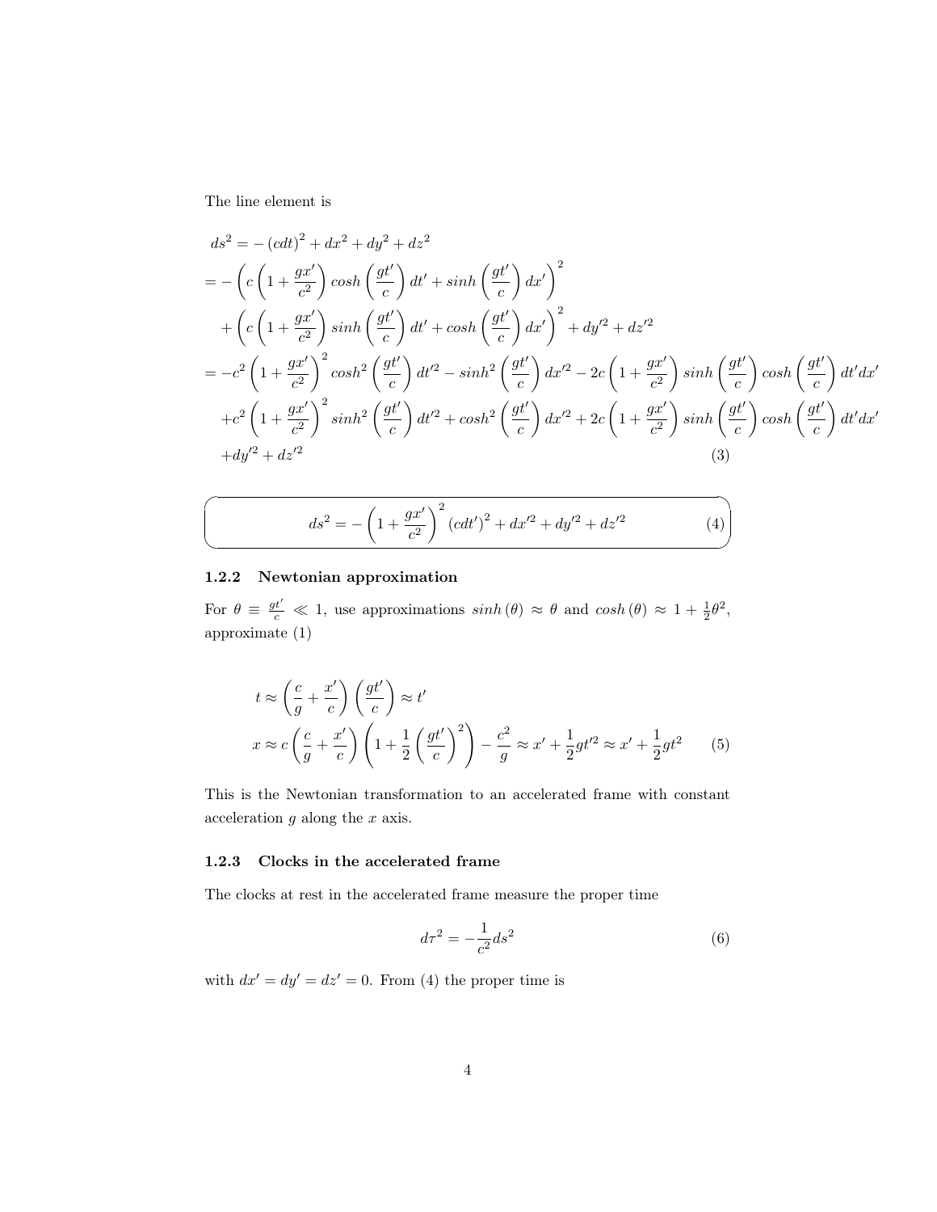The line element is

$$
\begin{aligned}
&ds^2 = -\left(cdt\right)^2 + dx^2 + dy^2 + dz^2 \\
&= -\left(c\left(1+\frac{gx'}{c^2}\right)cosh\left(\frac{gt'}{c}\right)dt' + sinh\left(\frac{gt'}{c}\right)dx'\right)^2 \\
&\quad + \left(c\left(1+\frac{gx'}{c^2}\right)sinh\left(\frac{gt'}{c}\right)dt' + cosh\left(\frac{gt'}{c}\right)dx'\right)^2 + dy'^2 + dz'^2 \\
&= -c^2\left(1+\frac{gx'}{c^2}\right)^2 cosh^2\left(\frac{gt'}{c}\right)dt'^2 - sinh^2\left(\frac{gt'}{c}\right)dx'^2 - 2c\left(1+\frac{gx'}{c^2}\right)sinh\left(\frac{gt'}{c}\right)cosh\left(\frac{gt'}{c}\right)dt'dx' \\
&\quad + c^2\left(1+\frac{gx'}{c^2}\right)^2 sinh^2\left(\frac{gt'}{c}\right)dt'^2 + cosh^2\left(\frac{gt'}{c}\right)dx'^2 + 2c\left(1+\frac{gx'}{c^2}\right)sinh\left(\frac{gt'}{c}\right)cosh\left(\frac{gt'}{c}\right)dt'dx' \\
&\quad + dy'^2 + dz'^2
\end{aligned}
\tag{3}
$$

$$
ds^2 = -\left(1+\frac{gx'}{c^2}\right)^2 \left(cdt'\right)^2 + dx'^2 + dy'^2 + dz'^2 \tag{4}
$$

### 1.2.2 Newtonian approximation

For $\theta \equiv \frac{gt'}{c} \ll 1$, use approximations $sinh\left(\theta\right) \approx \theta$ and $cosh\left(\theta\right) \approx 1 + \frac{1}{2}\theta^2$, approximate (1)

$$
\begin{aligned}
t &\approx \left(\frac{c}{g} + \frac{x'}{c}\right)\left(\frac{gt'}{c}\right) \approx t' \\
x &\approx c\left(\frac{c}{g} + \frac{x'}{c}\right)\left(1 + \frac{1}{2}\left(\frac{gt'}{c}\right)^2\right) - \frac{c^2}{g} \approx x' + \frac{1}{2}gt'^2 \approx x' + \frac{1}{2}gt^2
\end{aligned}
\tag{5}
$$

This is the Newtonian transformation to an accelerated frame with constant acceleration $g$ along the $x$ axis.

### 1.2.3 Clocks in the accelerated frame

The clocks at rest in the accelerated frame measure the proper time

$$
d\tau^2 = -\frac{1}{c^2}ds^2 \tag{6}
$$

with $dx' = dy' = dz' = 0$. From (4) the proper time is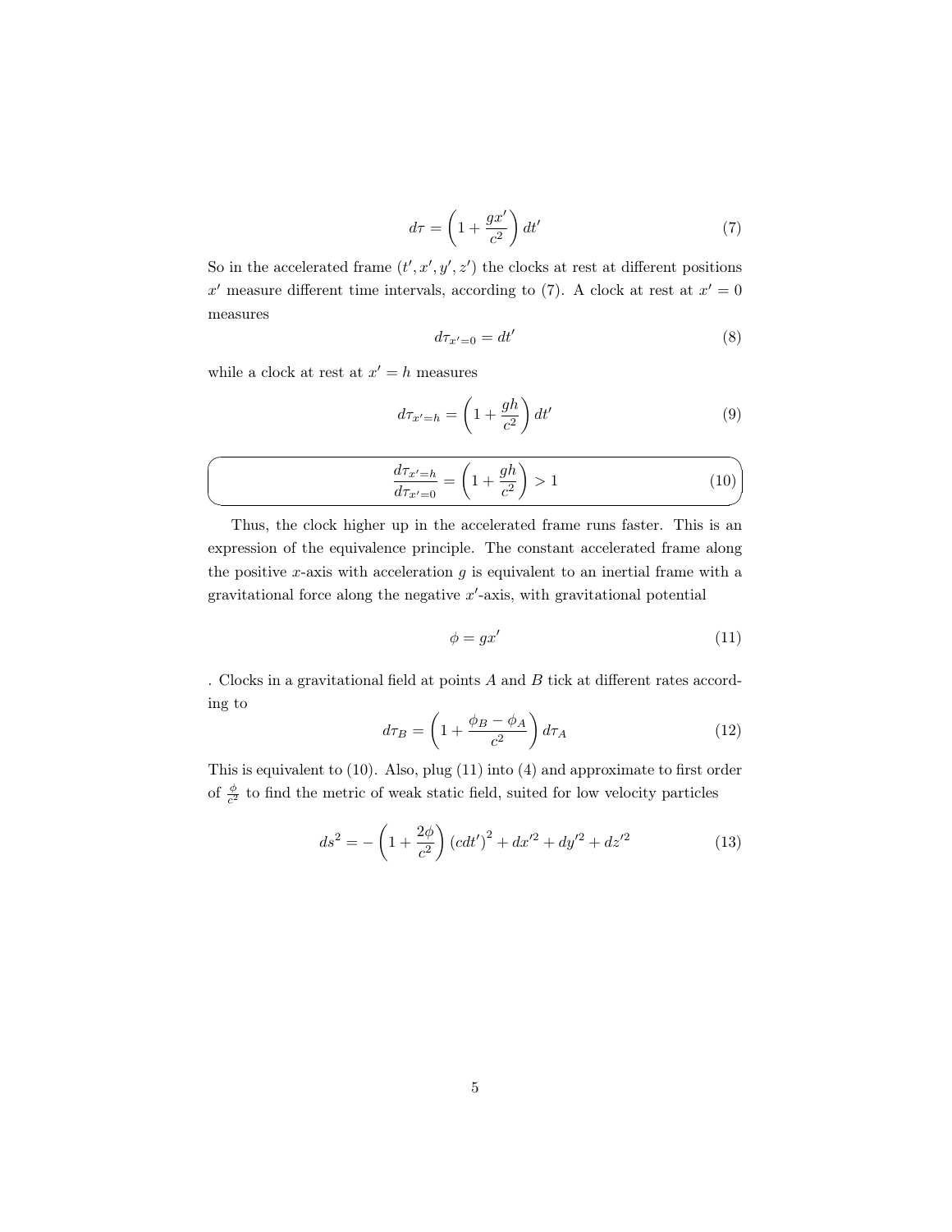$$d\tau = \left(1 + \frac{gx'}{c^2}\right) dt' \tag{7}$$

So in the accelerated frame $(t', x', y', z')$ the clocks at rest at different positions $x'$ measure different time intervals, according to (7). A clock at rest at $x' = 0$ measures

$$d\tau_{x'=0} = dt' \tag{8}$$

while a clock at rest at $x' = h$ measures

$$d\tau_{x'=h} = \left(1 + \frac{gh}{c^2}\right) dt' \tag{9}$$

$$\frac{d\tau_{x'=h}}{d\tau_{x'=0}} = \left(1 + \frac{gh}{c^2}\right) > 1 \tag{10}$$

Thus, the clock higher up in the accelerated frame runs faster. This is an expression of the equivalence principle. The constant accelerated frame along the positive $x$-axis with acceleration $g$ is equivalent to an inertial frame with a gravitational force along the negative $x'$-axis, with gravitational potential

$$\phi = gx' \tag{11}$$

. Clocks in a gravitational field at points $A$ and $B$ tick at different rates according to

$$d\tau_B = \left(1 + \frac{\phi_B - \phi_A}{c^2}\right) d\tau_A \tag{12}$$

This is equivalent to (10). Also, plug (11) into (4) and approximate to first order of $\frac{\phi}{c^2}$ to find the metric of weak static field, suited for low velocity particles

$$ds^2 = -\left(1 + \frac{2\phi}{c^2}\right) \left(cdt'\right)^2 + dx'^2 + dy'^2 + dz'^2 \tag{13}$$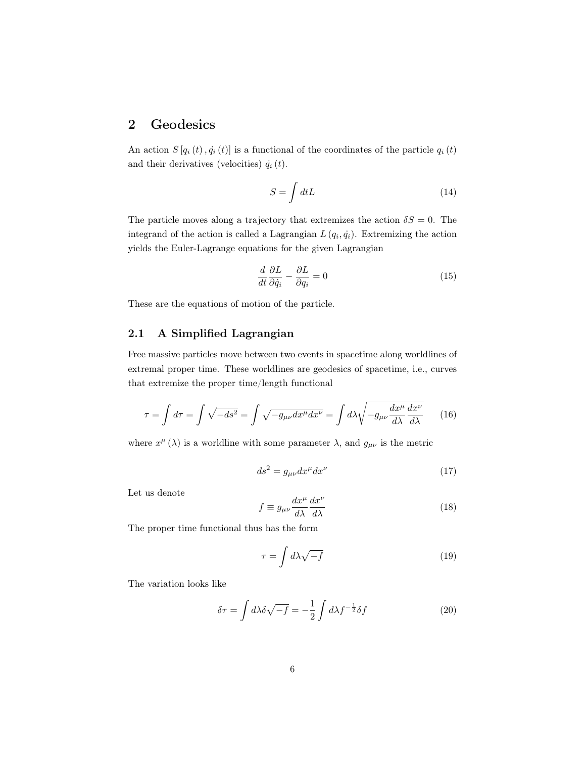## 2 Geodesics

An action $S\left[q_i\left(t\right), \dot{q}_i\left(t\right)\right]$ is a functional of the coordinates of the particle $q_i\left(t\right)$ and their derivatives (velocities) $\dot{q}_i\left(t\right)$.

$$S = \int dt L \tag{14}$$

The particle moves along a trajectory that extremizes the action $\delta S = 0$. The integrand of the action is called a Lagrangian $L\left(q_i, \dot{q}_i\right)$. Extremizing the action yields the Euler-Lagrange equations for the given Lagrangian

$$\frac{d}{dt}\frac{\partial L}{\partial \dot{q}_i} - \frac{\partial L}{\partial q_i} = 0 \tag{15}$$

These are the equations of motion of the particle.

### 2.1 A Simplified Lagrangian

Free massive particles move between two events in spacetime along worldlines of extremal proper time. These worldlines are geodesics of spacetime, i.e., curves that extremize the proper time/length functional

$$\tau = \int d\tau = \int \sqrt{-ds^2} = \int \sqrt{-g_{\mu\nu}dx^\mu dx^\nu} = \int d\lambda \sqrt{-g_{\mu\nu}\frac{dx^\mu}{d\lambda}\frac{dx^\nu}{d\lambda}} \tag{16}$$

where $x^\mu\left(\lambda\right)$ is a worldline with some parameter $\lambda$, and $g_{\mu\nu}$ is the metric

$$ds^2 = g_{\mu\nu}dx^\mu dx^\nu \tag{17}$$

Let us denote

$$f \equiv g_{\mu\nu}\frac{dx^\mu}{d\lambda}\frac{dx^\nu}{d\lambda} \tag{18}$$

The proper time functional thus has the form

$$\tau = \int d\lambda \sqrt{-f} \tag{19}$$

The variation looks like

$$\delta\tau = \int d\lambda \delta\sqrt{-f} = -\frac{1}{2}\int d\lambda f^{-\frac{1}{2}}\delta f \tag{20}$$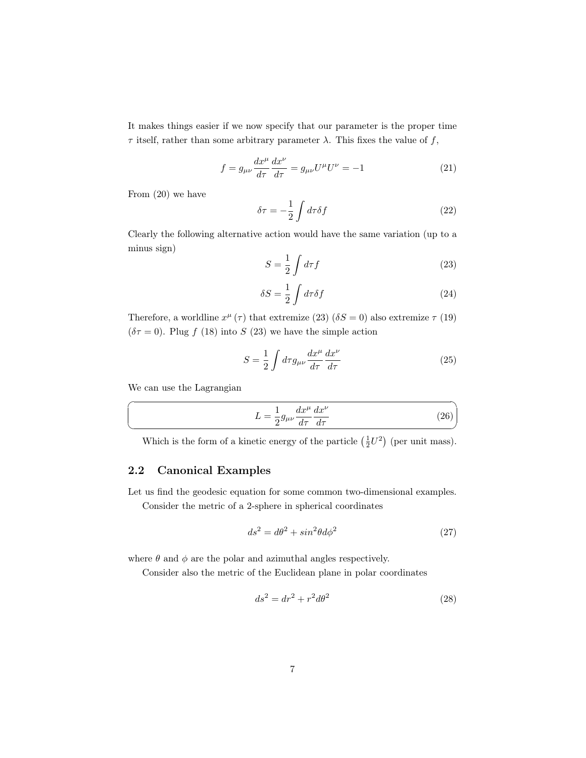It makes things easier if we now specify that our parameter is the proper time $\tau$ itself, rather than some arbitrary parameter $\lambda$. This fixes the value of $f$,

$$f = g_{\mu\nu} \frac{dx^\mu}{d\tau} \frac{dx^\nu}{d\tau} = g_{\mu\nu} U^\mu U^\nu = -1 \tag{21}$$

From (20) we have

$$\delta\tau = -\frac{1}{2} \int d\tau \delta f \tag{22}$$

Clearly the following alternative action would have the same variation (up to a minus sign)

$$S = \frac{1}{2} \int d\tau f \tag{23}$$

$$\delta S = \frac{1}{2} \int d\tau \delta f \tag{24}$$

Therefore, a worldline $x^\mu(\tau)$ that extremize (23) ($\delta S = 0$) also extremize $\tau$ (19) ($\delta\tau = 0$). Plug $f$ (18) into $S$ (23) we have the simple action

$$S = \frac{1}{2} \int d\tau g_{\mu\nu} \frac{dx^\mu}{d\tau} \frac{dx^\nu}{d\tau} \tag{25}$$

We can use the Lagrangian

$$L = \frac{1}{2} g_{\mu\nu} \frac{dx^\mu}{d\tau} \frac{dx^\nu}{d\tau} \tag{26}$$

Which is the form of a kinetic energy of the particle $\left(\frac{1}{2}U^2\right)$ (per unit mass).

## 2.2 Canonical Examples

Let us find the geodesic equation for some common two-dimensional examples.

Consider the metric of a 2-sphere in spherical coordinates

$$ds^2 = d\theta^2 + sin^2\theta d\phi^2 \tag{27}$$

where $\theta$ and $\phi$ are the polar and azimuthal angles respectively.

Consider also the metric of the Euclidean plane in polar coordinates

$$ds^2 = dr^2 + r^2 d\theta^2 \tag{28}$$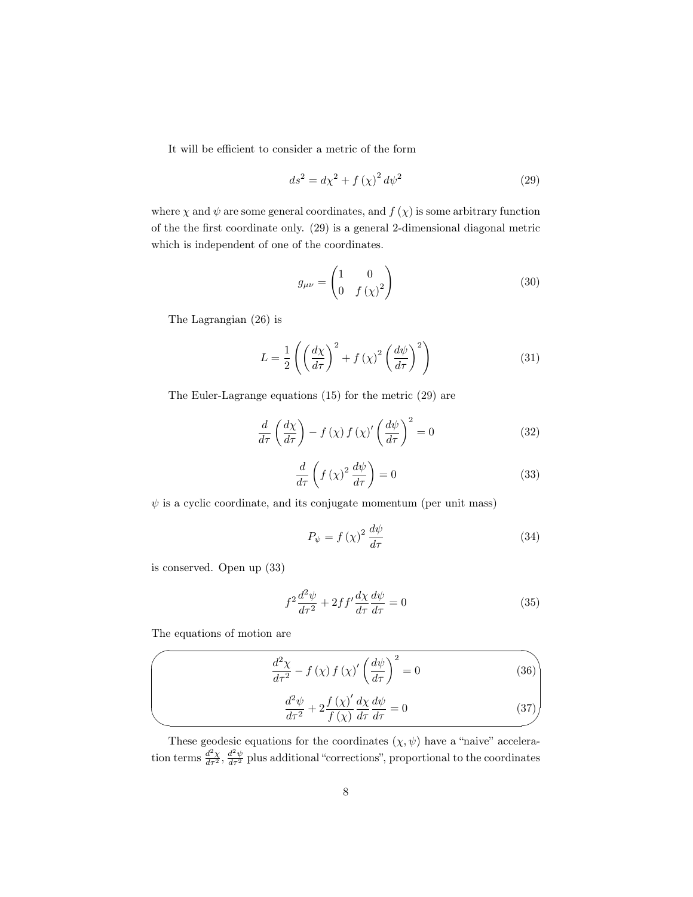It will be efficient to consider a metric of the form

$$ds^2 = d\chi^2 + f\left(\chi\right)^2 d\psi^2 \tag{29}$$

where $\chi$ and $\psi$ are some general coordinates, and $f\left(\chi\right)$ is some arbitrary function of the the first coordinate only. (29) is a general 2-dimensional diagonal metric which is independent of one of the coordinates.

$$g_{\mu\nu} = \begin{pmatrix} 1 & 0 \\ 0 & f\left(\chi\right)^2 \end{pmatrix} \tag{30}$$

The Lagrangian (26) is

$$L = \frac{1}{2}\left(\left(\frac{d\chi}{d\tau}\right)^2 + f\left(\chi\right)^2\left(\frac{d\psi}{d\tau}\right)^2\right) \tag{31}$$

The Euler-Lagrange equations (15) for the metric (29) are

$$\frac{d}{d\tau}\left(\frac{d\chi}{d\tau}\right) - f\left(\chi\right)f\left(\chi\right)'\left(\frac{d\psi}{d\tau}\right)^2 = 0 \tag{32}$$

$$\frac{d}{d\tau}\left(f\left(\chi\right)^2\frac{d\psi}{d\tau}\right) = 0 \tag{33}$$

$\psi$ is a cyclic coordinate, and its conjugate momentum (per unit mass)

$$P_\psi = f\left(\chi\right)^2\frac{d\psi}{d\tau} \tag{34}$$

is conserved. Open up (33)

$$f^2\frac{d^2\psi}{d\tau^2} + 2ff'\frac{d\chi}{d\tau}\frac{d\psi}{d\tau} = 0 \tag{35}$$

The equations of motion are

$$\frac{d^2\chi}{d\tau^2} - f\left(\chi\right)f\left(\chi\right)'\left(\frac{d\psi}{d\tau}\right)^2 = 0 \tag{36}$$

$$\frac{d^2\psi}{d\tau^2} + 2\frac{f\left(\chi\right)'}{f\left(\chi\right)}\frac{d\chi}{d\tau}\frac{d\psi}{d\tau} = 0 \tag{37}$$

These geodesic equations for the coordinates $(\chi, \psi)$ have a "naive" acceleration terms $\frac{d^2\chi}{d\tau^2}$, $\frac{d^2\psi}{d\tau^2}$ plus additional "corrections", proportional to the coordinates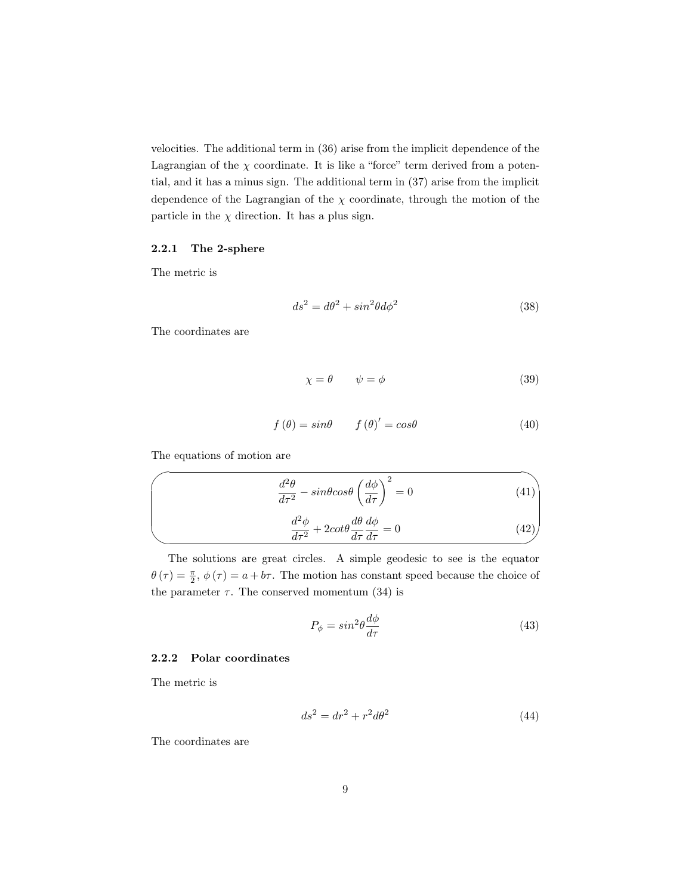velocities. The additional term in (36) arise from the implicit dependence of the Lagrangian of the $\chi$ coordinate. It is like a "force" term derived from a potential, and it has a minus sign. The additional term in (37) arise from the implicit dependence of the Lagrangian of the $\chi$ coordinate, through the motion of the particle in the $\chi$ direction. It has a plus sign.

### 2.2.1 The 2-sphere

The metric is

$$ds^2 = d\theta^2 + sin^2\theta d\phi^2 \tag{38}$$

The coordinates are

$$\chi = \theta \qquad \psi = \phi \tag{39}$$

$$f(\theta) = sin\theta \qquad f(\theta)' = cos\theta \tag{40}$$

The equations of motion are

$$\frac{d^2\theta}{d\tau^2} - sin\theta cos\theta \left(\frac{d\phi}{d\tau}\right)^2 = 0 \tag{41}$$

$$\frac{d^2\phi}{d\tau^2} + 2cot\theta \frac{d\theta}{d\tau}\frac{d\phi}{d\tau} = 0 \tag{42}$$

The solutions are great circles. A simple geodesic to see is the equator $\theta(\tau) = \frac{\pi}{2}$, $\phi(\tau) = a + b\tau$. The motion has constant speed because the choice of the parameter $\tau$. The conserved momentum (34) is

$$P_\phi = sin^2\theta \frac{d\phi}{d\tau} \tag{43}$$

### 2.2.2 Polar coordinates

The metric is

$$ds^2 = dr^2 + r^2 d\theta^2 \tag{44}$$

The coordinates are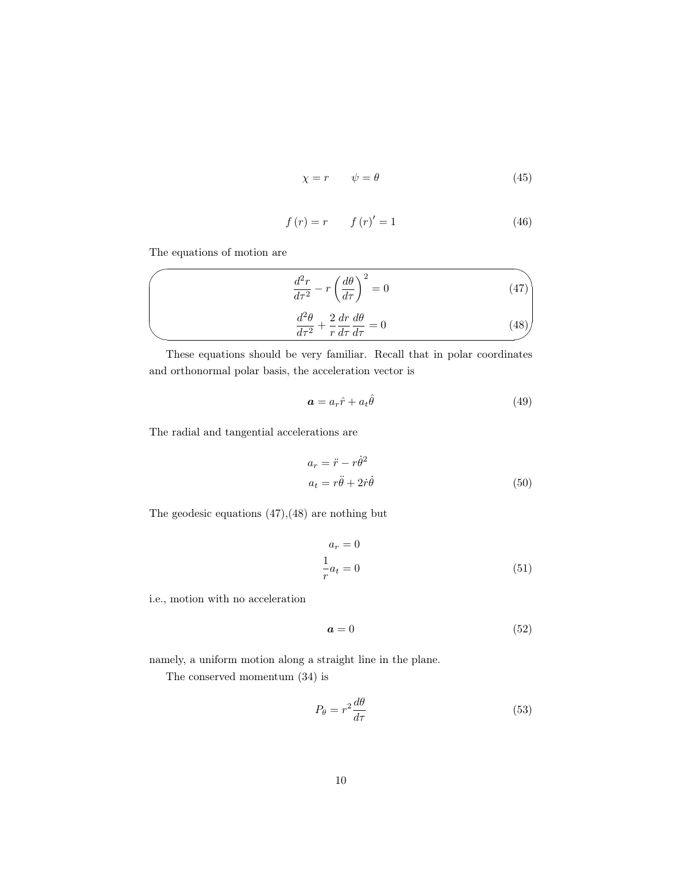$$\chi = r \qquad \psi = \theta \tag{45}$$

$$f(r) = r \qquad f(r)' = 1 \tag{46}$$

The equations of motion are

$$\frac{d^2 r}{d\tau^2} - r\left(\frac{d\theta}{d\tau}\right)^2 = 0 \tag{47}$$

$$\frac{d^2\theta}{d\tau^2} + \frac{2}{r}\frac{dr}{d\tau}\frac{d\theta}{d\tau} = 0 \tag{48}$$

These equations should be very familiar. Recall that in polar coordinates and orthonormal polar basis, the acceleration vector is

$$\boldsymbol{a} = a_r \hat{r} + a_t \hat{\theta} \tag{49}$$

The radial and tangential accelerations are

$$\begin{aligned} a_r &= \ddot{r} - r\dot{\theta}^2 \\ a_t &= r\ddot{\theta} + 2\dot{r}\dot{\theta} \end{aligned} \tag{50}$$

The geodesic equations (47),(48) are nothing but

$$\begin{aligned} a_r &= 0 \\ \frac{1}{r}a_t &= 0 \end{aligned} \tag{51}$$

i.e., motion with no acceleration

$$\boldsymbol{a} = 0 \tag{52}$$

namely, a uniform motion along a straight line in the plane.

The conserved momentum (34) is

$$P_\theta = r^2 \frac{d\theta}{d\tau} \tag{53}$$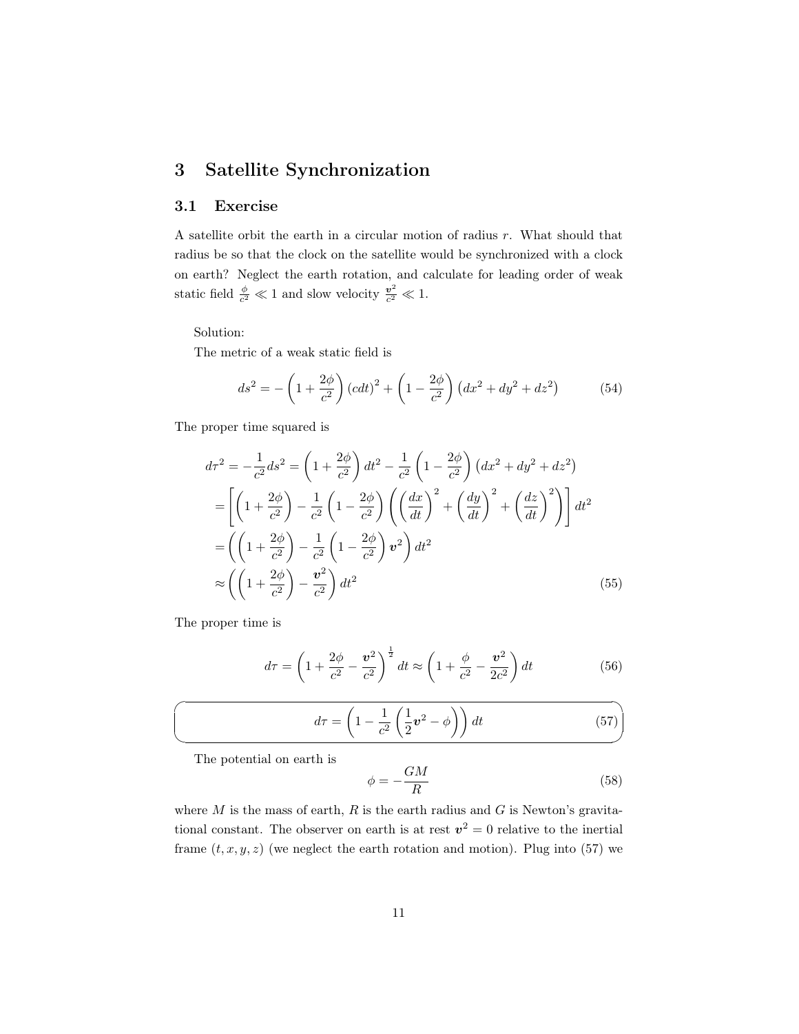# 3 Satellite Synchronization

## 3.1 Exercise

A satellite orbit the earth in a circular motion of radius $r$. What should that radius be so that the clock on the satellite would be synchronized with a clock on earth? Neglect the earth rotation, and calculate for leading order of weak static field $\frac{\phi}{c^2} \ll 1$ and slow velocity $\frac{\boldsymbol{v}^2}{c^2} \ll 1$.

Solution:

The metric of a weak static field is

$$ds^2 = -\left(1 + \frac{2\phi}{c^2}\right)(cdt)^2 + \left(1 - \frac{2\phi}{c^2}\right)\left(dx^2 + dy^2 + dz^2\right) \tag{54}$$

The proper time squared is

$$\begin{aligned}
d\tau^2 &= -\frac{1}{c^2}ds^2 = \left(1 + \frac{2\phi}{c^2}\right)dt^2 - \frac{1}{c^2}\left(1 - \frac{2\phi}{c^2}\right)\left(dx^2 + dy^2 + dz^2\right) \\
&= \left[\left(1 + \frac{2\phi}{c^2}\right) - \frac{1}{c^2}\left(1 - \frac{2\phi}{c^2}\right)\left(\left(\frac{dx}{dt}\right)^2 + \left(\frac{dy}{dt}\right)^2 + \left(\frac{dz}{dt}\right)^2\right)\right]dt^2 \\
&= \left(\left(1 + \frac{2\phi}{c^2}\right) - \frac{1}{c^2}\left(1 - \frac{2\phi}{c^2}\right)\boldsymbol{v}^2\right)dt^2 \\
&\approx \left(\left(1 + \frac{2\phi}{c^2}\right) - \frac{\boldsymbol{v}^2}{c^2}\right)dt^2
\end{aligned} \tag{55}$$

The proper time is

$$d\tau = \left(1 + \frac{2\phi}{c^2} - \frac{\boldsymbol{v}^2}{c^2}\right)^{\frac{1}{2}}dt \approx \left(1 + \frac{\phi}{c^2} - \frac{\boldsymbol{v}^2}{2c^2}\right)dt \tag{56}$$

$$d\tau = \left(1 - \frac{1}{c^2}\left(\frac{1}{2}\boldsymbol{v}^2 - \phi\right)\right)dt \tag{57}$$

The potential on earth is

$$\phi = -\frac{GM}{R} \tag{58}$$

where $M$ is the mass of earth, $R$ is the earth radius and $G$ is Newton's gravitational constant. The observer on earth is at rest $\boldsymbol{v}^2 = 0$ relative to the inertial frame $(t, x, y, z)$ (we neglect the earth rotation and motion). Plug into (57) we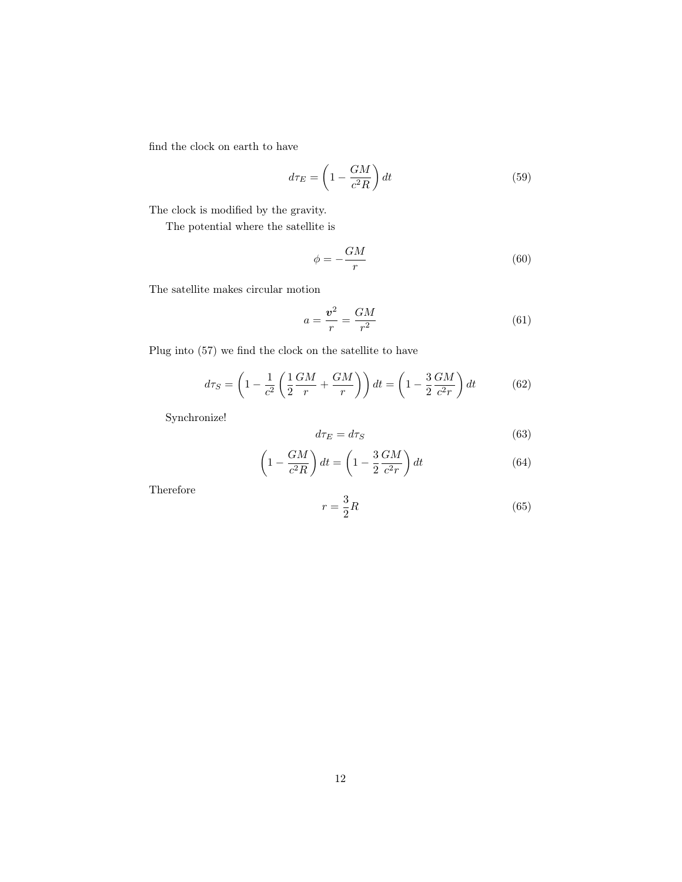find the clock on earth to have

$$d\tau_E = \left(1 - \frac{GM}{c^2 R}\right) dt \tag{59}$$

The clock is modified by the gravity.

The potential where the satellite is

$$\phi = -\frac{GM}{r} \tag{60}$$

The satellite makes circular motion

$$a = \frac{\boldsymbol{v}^2}{r} = \frac{GM}{r^2} \tag{61}$$

Plug into (57) we find the clock on the satellite to have

$$d\tau_S = \left(1 - \frac{1}{c^2}\left(\frac{1}{2}\frac{GM}{r} + \frac{GM}{r}\right)\right) dt = \left(1 - \frac{3}{2}\frac{GM}{c^2 r}\right) dt \tag{62}$$

Synchronize!

$$d\tau_E = d\tau_S \tag{63}$$

$$\left(1 - \frac{GM}{c^2 R}\right) dt = \left(1 - \frac{3}{2}\frac{GM}{c^2 r}\right) dt \tag{64}$$

Therefore

$$r = \frac{3}{2} R \tag{65}$$